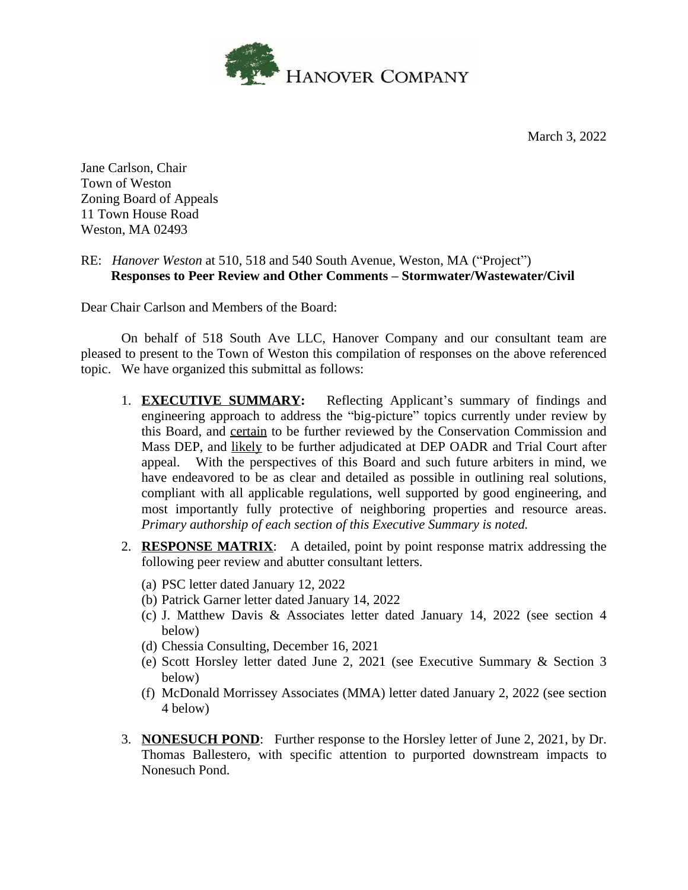HANOVER COMPANY

March 3, 2022

Jane Carlson, Chair
Town of Weston
Zoning Board of Appeals
11 Town House Road
Weston, MA 02493

RE: *Hanover Weston* at 510, 518 and 540 South Avenue, Weston, MA ("Project")
**Responses to Peer Review and Other Comments – Stormwater/Wastewater/Civil**

Dear Chair Carlson and Members of the Board:

On behalf of 518 South Ave LLC, Hanover Company and our consultant team are pleased to present to the Town of Weston this compilation of responses on the above referenced topic. We have organized this submittal as follows:

1. **EXECUTIVE SUMMARY:** Reflecting Applicant's summary of findings and engineering approach to address the "big-picture" topics currently under review by this Board, and certain to be further reviewed by the Conservation Commission and Mass DEP, and likely to be further adjudicated at DEP OADR and Trial Court after appeal. With the perspectives of this Board and such future arbiters in mind, we have endeavored to be as clear and detailed as possible in outlining real solutions, compliant with all applicable regulations, well supported by good engineering, and most importantly fully protective of neighboring properties and resource areas. *Primary authorship of each section of this Executive Summary is noted.*

2. **RESPONSE MATRIX**: A detailed, point by point response matrix addressing the following peer review and abutter consultant letters.
   - (a) PSC letter dated January 12, 2022
   - (b) Patrick Garner letter dated January 14, 2022
   - (c) J. Matthew Davis & Associates letter dated January 14, 2022 (see section 4 below)
   - (d) Chessia Consulting, December 16, 2021
   - (e) Scott Horsley letter dated June 2, 2021 (see Executive Summary & Section 3 below)
   - (f) McDonald Morrissey Associates (MMA) letter dated January 2, 2022 (see section 4 below)

3. **NONESUCH POND**: Further response to the Horsley letter of June 2, 2021, by Dr. Thomas Ballestero, with specific attention to purported downstream impacts to Nonesuch Pond.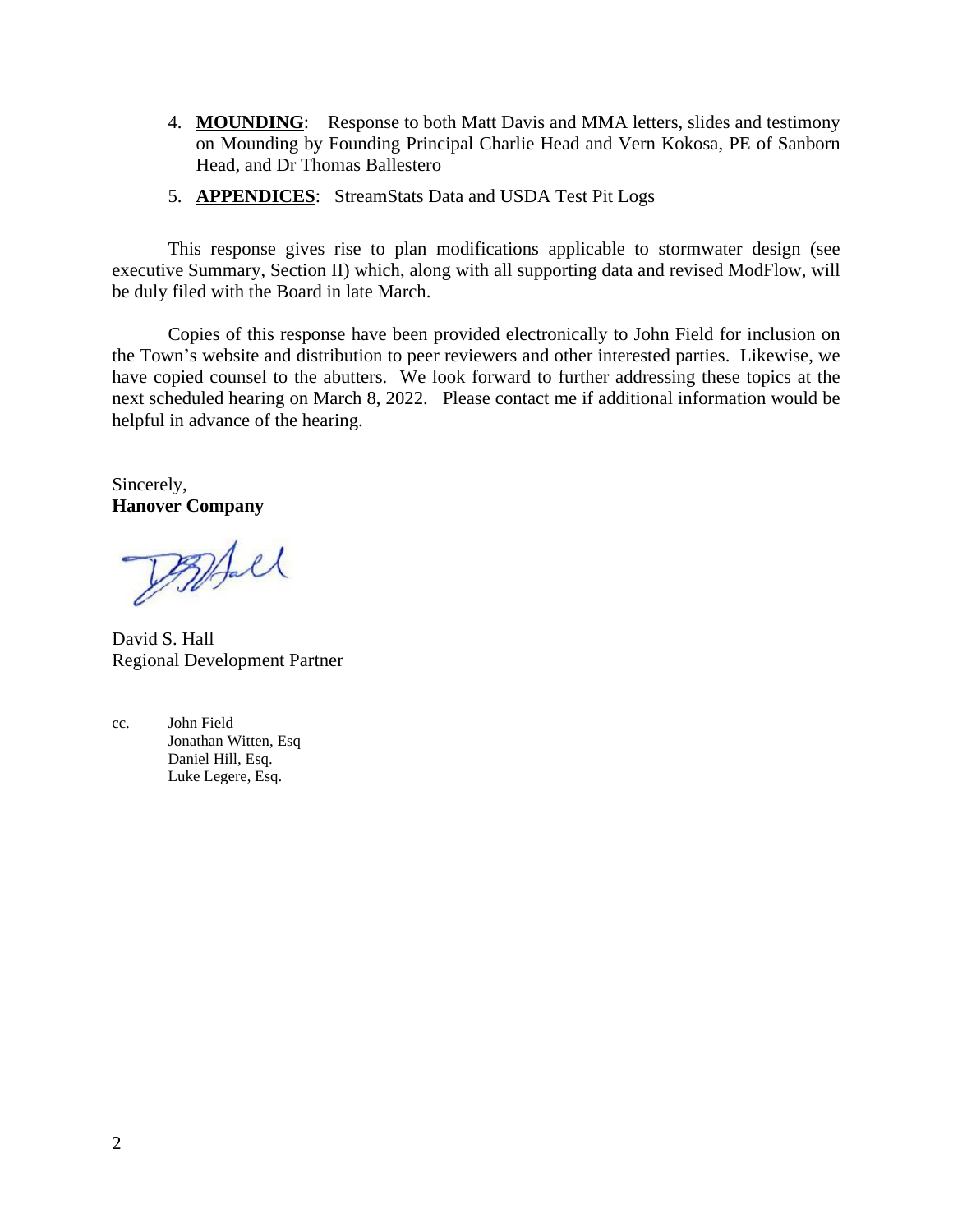4. **MOUNDING**: Response to both Matt Davis and MMA letters, slides and testimony on Mounding by Founding Principal Charlie Head and Vern Kokosa, PE of Sanborn Head, and Dr Thomas Ballestero

5. **APPENDICES**: StreamStats Data and USDA Test Pit Logs

This response gives rise to plan modifications applicable to stormwater design (see executive Summary, Section II) which, along with all supporting data and revised ModFlow, will be duly filed with the Board in late March.

Copies of this response have been provided electronically to John Field for inclusion on the Town's website and distribution to peer reviewers and other interested parties. Likewise, we have copied counsel to the abutters. We look forward to further addressing these topics at the next scheduled hearing on March 8, 2022. Please contact me if additional information would be helpful in advance of the hearing.

Sincerely,
**Hanover Company**

David S. Hall
Regional Development Partner

cc. John Field
Jonathan Witten, Esq
Daniel Hill, Esq.
Luke Legere, Esq.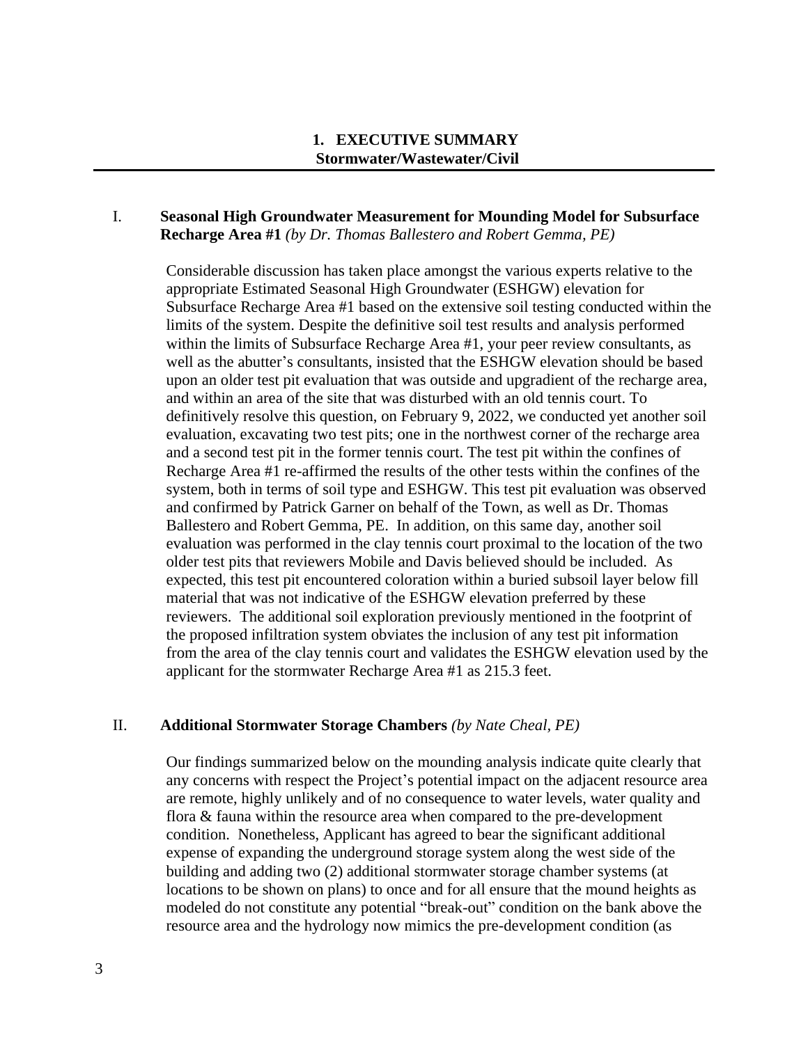# 1. EXECUTIVE SUMMARY
## Stormwater/Wastewater/Civil

### I. Seasonal High Groundwater Measurement for Mounding Model for Subsurface Recharge Area #1 *(by Dr. Thomas Ballestero and Robert Gemma, PE)*

Considerable discussion has taken place amongst the various experts relative to the appropriate Estimated Seasonal High Groundwater (ESHGW) elevation for Subsurface Recharge Area #1 based on the extensive soil testing conducted within the limits of the system. Despite the definitive soil test results and analysis performed within the limits of Subsurface Recharge Area #1, your peer review consultants, as well as the abutter's consultants, insisted that the ESHGW elevation should be based upon an older test pit evaluation that was outside and upgradient of the recharge area, and within an area of the site that was disturbed with an old tennis court. To definitively resolve this question, on February 9, 2022, we conducted yet another soil evaluation, excavating two test pits; one in the northwest corner of the recharge area and a second test pit in the former tennis court. The test pit within the confines of Recharge Area #1 re-affirmed the results of the other tests within the confines of the system, both in terms of soil type and ESHGW. This test pit evaluation was observed and confirmed by Patrick Garner on behalf of the Town, as well as Dr. Thomas Ballestero and Robert Gemma, PE. In addition, on this same day, another soil evaluation was performed in the clay tennis court proximal to the location of the two older test pits that reviewers Mobile and Davis believed should be included. As expected, this test pit encountered coloration within a buried subsoil layer below fill material that was not indicative of the ESHGW elevation preferred by these reviewers. The additional soil exploration previously mentioned in the footprint of the proposed infiltration system obviates the inclusion of any test pit information from the area of the clay tennis court and validates the ESHGW elevation used by the applicant for the stormwater Recharge Area #1 as 215.3 feet.

### II. Additional Stormwater Storage Chambers *(by Nate Cheal, PE)*

Our findings summarized below on the mounding analysis indicate quite clearly that any concerns with respect the Project's potential impact on the adjacent resource area are remote, highly unlikely and of no consequence to water levels, water quality and flora & fauna within the resource area when compared to the pre-development condition. Nonetheless, Applicant has agreed to bear the significant additional expense of expanding the underground storage system along the west side of the building and adding two (2) additional stormwater storage chamber systems (at locations to be shown on plans) to once and for all ensure that the mound heights as modeled do not constitute any potential "break-out" condition on the bank above the resource area and the hydrology now mimics the pre-development condition (as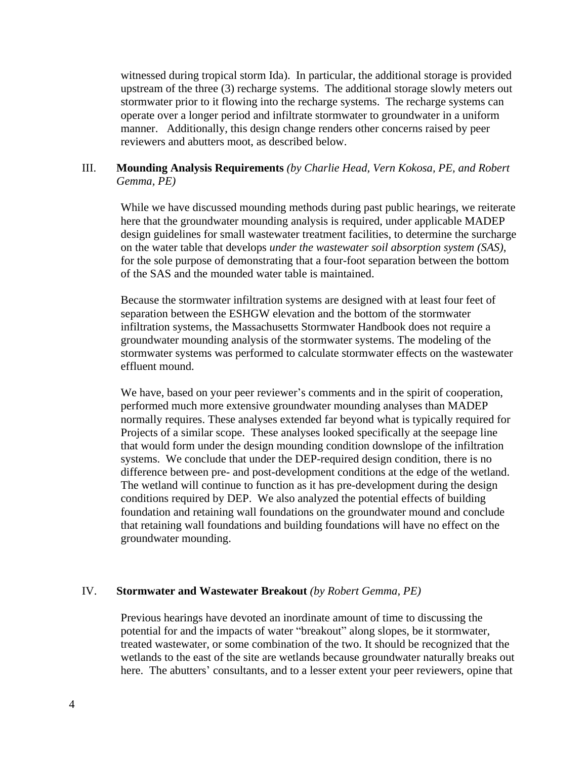witnessed during tropical storm Ida). In particular, the additional storage is provided upstream of the three (3) recharge systems. The additional storage slowly meters out stormwater prior to it flowing into the recharge systems. The recharge systems can operate over a longer period and infiltrate stormwater to groundwater in a uniform manner. Additionally, this design change renders other concerns raised by peer reviewers and abutters moot, as described below.

## III. **Mounding Analysis Requirements** *(by Charlie Head, Vern Kokosa, PE, and Robert Gemma, PE)*

While we have discussed mounding methods during past public hearings, we reiterate here that the groundwater mounding analysis is required, under applicable MADEP design guidelines for small wastewater treatment facilities, to determine the surcharge on the water table that develops *under the wastewater soil absorption system (SAS)*, for the sole purpose of demonstrating that a four-foot separation between the bottom of the SAS and the mounded water table is maintained.

Because the stormwater infiltration systems are designed with at least four feet of separation between the ESHGW elevation and the bottom of the stormwater infiltration systems, the Massachusetts Stormwater Handbook does not require a groundwater mounding analysis of the stormwater systems. The modeling of the stormwater systems was performed to calculate stormwater effects on the wastewater effluent mound.

We have, based on your peer reviewer's comments and in the spirit of cooperation, performed much more extensive groundwater mounding analyses than MADEP normally requires. These analyses extended far beyond what is typically required for Projects of a similar scope. These analyses looked specifically at the seepage line that would form under the design mounding condition downslope of the infiltration systems. We conclude that under the DEP-required design condition, there is no difference between pre- and post-development conditions at the edge of the wetland. The wetland will continue to function as it has pre-development during the design conditions required by DEP. We also analyzed the potential effects of building foundation and retaining wall foundations on the groundwater mound and conclude that retaining wall foundations and building foundations will have no effect on the groundwater mounding.

## IV. **Stormwater and Wastewater Breakout** *(by Robert Gemma, PE)*

Previous hearings have devoted an inordinate amount of time to discussing the potential for and the impacts of water "breakout" along slopes, be it stormwater, treated wastewater, or some combination of the two. It should be recognized that the wetlands to the east of the site are wetlands because groundwater naturally breaks out here. The abutters' consultants, and to a lesser extent your peer reviewers, opine that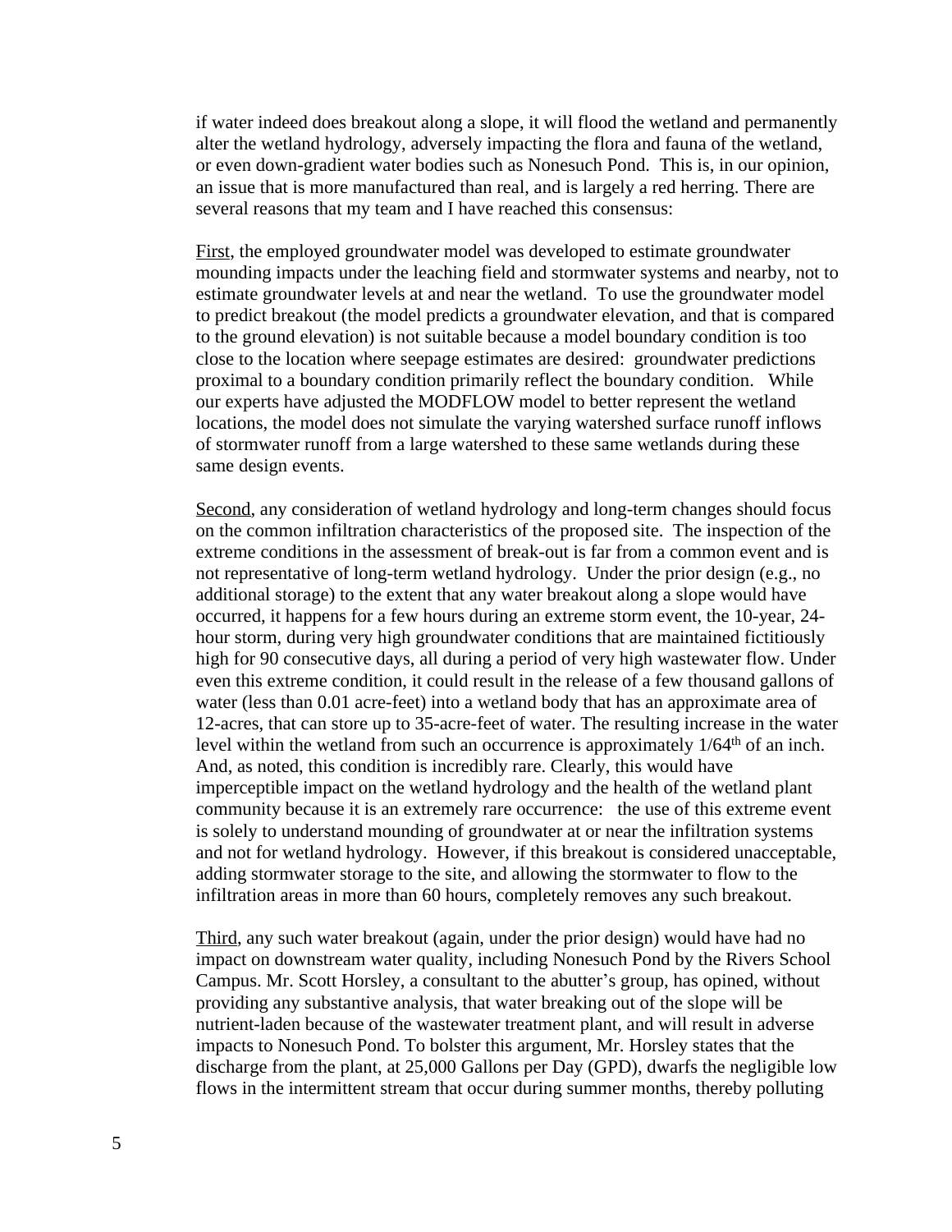if water indeed does breakout along a slope, it will flood the wetland and permanently alter the wetland hydrology, adversely impacting the flora and fauna of the wetland, or even down-gradient water bodies such as Nonesuch Pond. This is, in our opinion, an issue that is more manufactured than real, and is largely a red herring. There are several reasons that my team and I have reached this consensus:

First, the employed groundwater model was developed to estimate groundwater mounding impacts under the leaching field and stormwater systems and nearby, not to estimate groundwater levels at and near the wetland. To use the groundwater model to predict breakout (the model predicts a groundwater elevation, and that is compared to the ground elevation) is not suitable because a model boundary condition is too close to the location where seepage estimates are desired: groundwater predictions proximal to a boundary condition primarily reflect the boundary condition. While our experts have adjusted the MODFLOW model to better represent the wetland locations, the model does not simulate the varying watershed surface runoff inflows of stormwater runoff from a large watershed to these same wetlands during these same design events.

Second, any consideration of wetland hydrology and long-term changes should focus on the common infiltration characteristics of the proposed site. The inspection of the extreme conditions in the assessment of break-out is far from a common event and is not representative of long-term wetland hydrology. Under the prior design (e.g., no additional storage) to the extent that any water breakout along a slope would have occurred, it happens for a few hours during an extreme storm event, the 10-year, 24-hour storm, during very high groundwater conditions that are maintained fictitiously high for 90 consecutive days, all during a period of very high wastewater flow. Under even this extreme condition, it could result in the release of a few thousand gallons of water (less than 0.01 acre-feet) into a wetland body that has an approximate area of 12-acres, that can store up to 35-acre-feet of water. The resulting increase in the water level within the wetland from such an occurrence is approximately 1/64th of an inch. And, as noted, this condition is incredibly rare. Clearly, this would have imperceptible impact on the wetland hydrology and the health of the wetland plant community because it is an extremely rare occurrence: the use of this extreme event is solely to understand mounding of groundwater at or near the infiltration systems and not for wetland hydrology. However, if this breakout is considered unacceptable, adding stormwater storage to the site, and allowing the stormwater to flow to the infiltration areas in more than 60 hours, completely removes any such breakout.

Third, any such water breakout (again, under the prior design) would have had no impact on downstream water quality, including Nonesuch Pond by the Rivers School Campus. Mr. Scott Horsley, a consultant to the abutter's group, has opined, without providing any substantive analysis, that water breaking out of the slope will be nutrient-laden because of the wastewater treatment plant, and will result in adverse impacts to Nonesuch Pond. To bolster this argument, Mr. Horsley states that the discharge from the plant, at 25,000 Gallons per Day (GPD), dwarfs the negligible low flows in the intermittent stream that occur during summer months, thereby polluting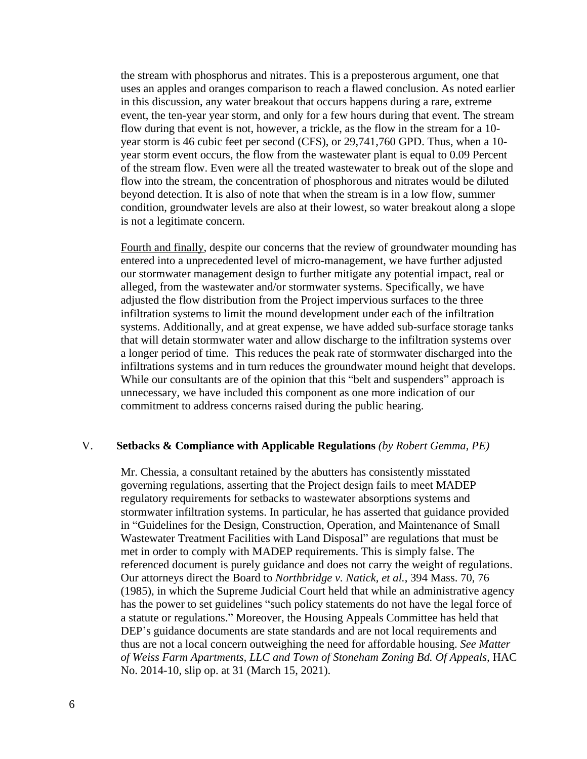the stream with phosphorus and nitrates. This is a preposterous argument, one that uses an apples and oranges comparison to reach a flawed conclusion. As noted earlier in this discussion, any water breakout that occurs happens during a rare, extreme event, the ten-year year storm, and only for a few hours during that event. The stream flow during that event is not, however, a trickle, as the flow in the stream for a 10-year storm is 46 cubic feet per second (CFS), or 29,741,760 GPD. Thus, when a 10-year storm event occurs, the flow from the wastewater plant is equal to 0.09 Percent of the stream flow. Even were all the treated wastewater to break out of the slope and flow into the stream, the concentration of phosphorous and nitrates would be diluted beyond detection. It is also of note that when the stream is in a low flow, summer condition, groundwater levels are also at their lowest, so water breakout along a slope is not a legitimate concern.

Fourth and finally, despite our concerns that the review of groundwater mounding has entered into a unprecedented level of micro-management, we have further adjusted our stormwater management design to further mitigate any potential impact, real or alleged, from the wastewater and/or stormwater systems. Specifically, we have adjusted the flow distribution from the Project impervious surfaces to the three infiltration systems to limit the mound development under each of the infiltration systems. Additionally, and at great expense, we have added sub-surface storage tanks that will detain stormwater water and allow discharge to the infiltration systems over a longer period of time. This reduces the peak rate of stormwater discharged into the infiltrations systems and in turn reduces the groundwater mound height that develops. While our consultants are of the opinion that this "belt and suspenders" approach is unnecessary, we have included this component as one more indication of our commitment to address concerns raised during the public hearing.

## V. **Setbacks & Compliance with Applicable Regulations** *(by Robert Gemma, PE)*

Mr. Chessia, a consultant retained by the abutters has consistently misstated governing regulations, asserting that the Project design fails to meet MADEP regulatory requirements for setbacks to wastewater absorptions systems and stormwater infiltration systems. In particular, he has asserted that guidance provided in "Guidelines for the Design, Construction, Operation, and Maintenance of Small Wastewater Treatment Facilities with Land Disposal" are regulations that must be met in order to comply with MADEP requirements. This is simply false. The referenced document is purely guidance and does not carry the weight of regulations. Our attorneys direct the Board to *Northbridge v. Natick, et al.*, 394 Mass. 70, 76 (1985), in which the Supreme Judicial Court held that while an administrative agency has the power to set guidelines "such policy statements do not have the legal force of a statute or regulations." Moreover, the Housing Appeals Committee has held that DEP's guidance documents are state standards and are not local requirements and thus are not a local concern outweighing the need for affordable housing. *See Matter of Weiss Farm Apartments, LLC and Town of Stoneham Zoning Bd. Of Appeals*, HAC No. 2014-10, slip op. at 31 (March 15, 2021).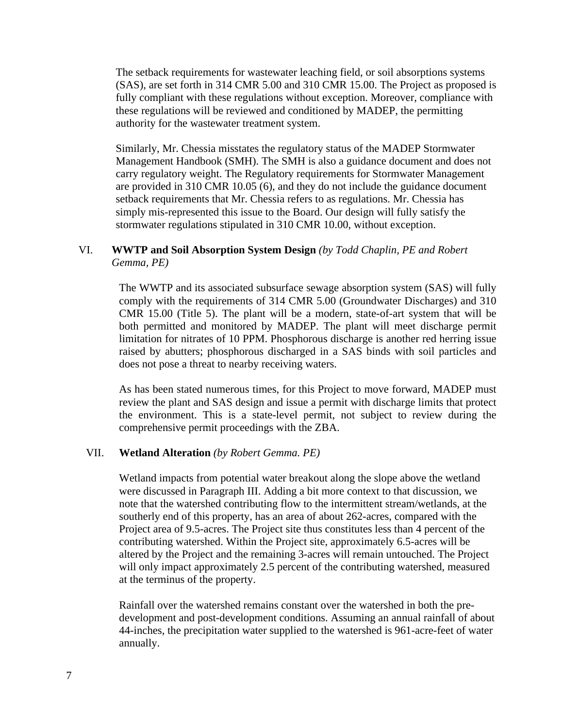The setback requirements for wastewater leaching field, or soil absorptions systems (SAS), are set forth in 314 CMR 5.00 and 310 CMR 15.00. The Project as proposed is fully compliant with these regulations without exception. Moreover, compliance with these regulations will be reviewed and conditioned by MADEP, the permitting authority for the wastewater treatment system.

Similarly, Mr. Chessia misstates the regulatory status of the MADEP Stormwater Management Handbook (SMH). The SMH is also a guidance document and does not carry regulatory weight. The Regulatory requirements for Stormwater Management are provided in 310 CMR 10.05 (6), and they do not include the guidance document setback requirements that Mr. Chessia refers to as regulations. Mr. Chessia has simply mis-represented this issue to the Board. Our design will fully satisfy the stormwater regulations stipulated in 310 CMR 10.00, without exception.

## VI. **WWTP and Soil Absorption System Design** *(by Todd Chaplin, PE and Robert Gemma, PE)*

The WWTP and its associated subsurface sewage absorption system (SAS) will fully comply with the requirements of 314 CMR 5.00 (Groundwater Discharges) and 310 CMR 15.00 (Title 5). The plant will be a modern, state-of-art system that will be both permitted and monitored by MADEP. The plant will meet discharge permit limitation for nitrates of 10 PPM. Phosphorous discharge is another red herring issue raised by abutters; phosphorous discharged in a SAS binds with soil particles and does not pose a threat to nearby receiving waters.

As has been stated numerous times, for this Project to move forward, MADEP must review the plant and SAS design and issue a permit with discharge limits that protect the environment. This is a state-level permit, not subject to review during the comprehensive permit proceedings with the ZBA.

## VII. **Wetland Alteration** *(by Robert Gemma. PE)*

Wetland impacts from potential water breakout along the slope above the wetland were discussed in Paragraph III. Adding a bit more context to that discussion, we note that the watershed contributing flow to the intermittent stream/wetlands, at the southerly end of this property, has an area of about 262-acres, compared with the Project area of 9.5-acres. The Project site thus constitutes less than 4 percent of the contributing watershed. Within the Project site, approximately 6.5-acres will be altered by the Project and the remaining 3-acres will remain untouched. The Project will only impact approximately 2.5 percent of the contributing watershed, measured at the terminus of the property.

Rainfall over the watershed remains constant over the watershed in both the pre-development and post-development conditions. Assuming an annual rainfall of about 44-inches, the precipitation water supplied to the watershed is 961-acre-feet of water annually.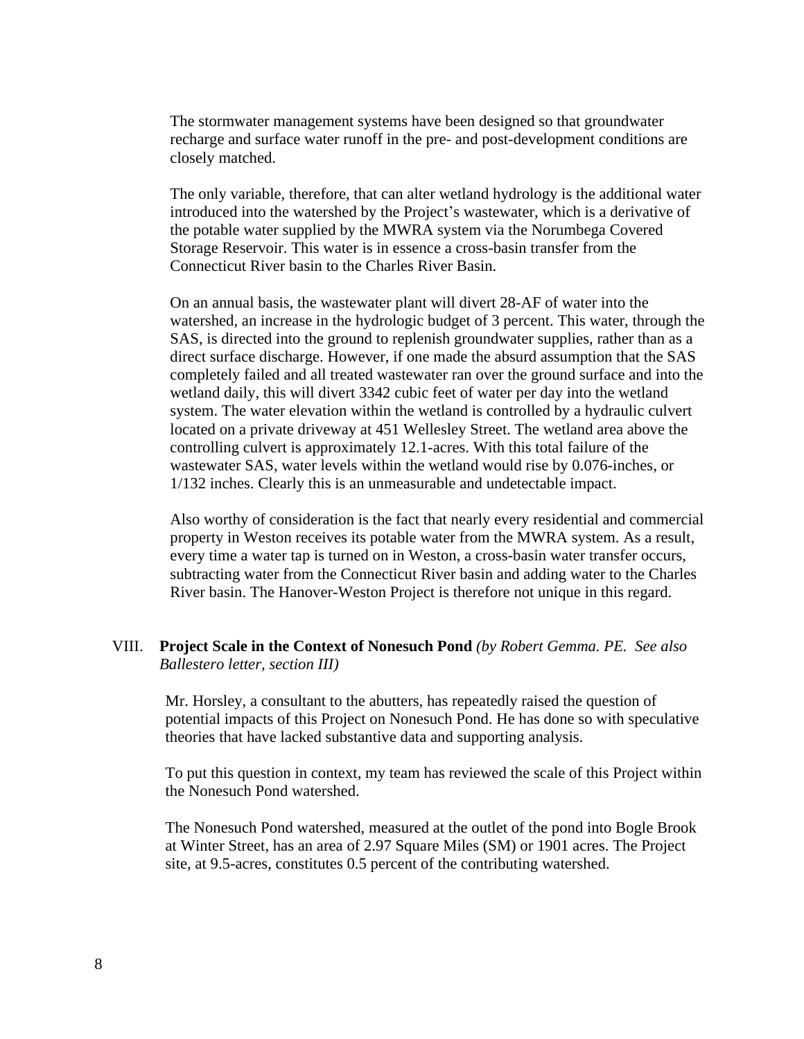The stormwater management systems have been designed so that groundwater recharge and surface water runoff in the pre- and post-development conditions are closely matched.

The only variable, therefore, that can alter wetland hydrology is the additional water introduced into the watershed by the Project's wastewater, which is a derivative of the potable water supplied by the MWRA system via the Norumbega Covered Storage Reservoir. This water is in essence a cross-basin transfer from the Connecticut River basin to the Charles River Basin.

On an annual basis, the wastewater plant will divert 28-AF of water into the watershed, an increase in the hydrologic budget of 3 percent. This water, through the SAS, is directed into the ground to replenish groundwater supplies, rather than as a direct surface discharge. However, if one made the absurd assumption that the SAS completely failed and all treated wastewater ran over the ground surface and into the wetland daily, this will divert 3342 cubic feet of water per day into the wetland system. The water elevation within the wetland is controlled by a hydraulic culvert located on a private driveway at 451 Wellesley Street. The wetland area above the controlling culvert is approximately 12.1-acres. With this total failure of the wastewater SAS, water levels within the wetland would rise by 0.076-inches, or 1/132 inches. Clearly this is an unmeasurable and undetectable impact.

Also worthy of consideration is the fact that nearly every residential and commercial property in Weston receives its potable water from the MWRA system. As a result, every time a water tap is turned on in Weston, a cross-basin water transfer occurs, subtracting water from the Connecticut River basin and adding water to the Charles River basin. The Hanover-Weston Project is therefore not unique in this regard.

## VIII. **Project Scale in the Context of Nonesuch Pond** *(by Robert Gemma. PE. See also Ballestero letter, section III)*

Mr. Horsley, a consultant to the abutters, has repeatedly raised the question of potential impacts of this Project on Nonesuch Pond. He has done so with speculative theories that have lacked substantive data and supporting analysis.

To put this question in context, my team has reviewed the scale of this Project within the Nonesuch Pond watershed.

The Nonesuch Pond watershed, measured at the outlet of the pond into Bogle Brook at Winter Street, has an area of 2.97 Square Miles (SM) or 1901 acres. The Project site, at 9.5-acres, constitutes 0.5 percent of the contributing watershed.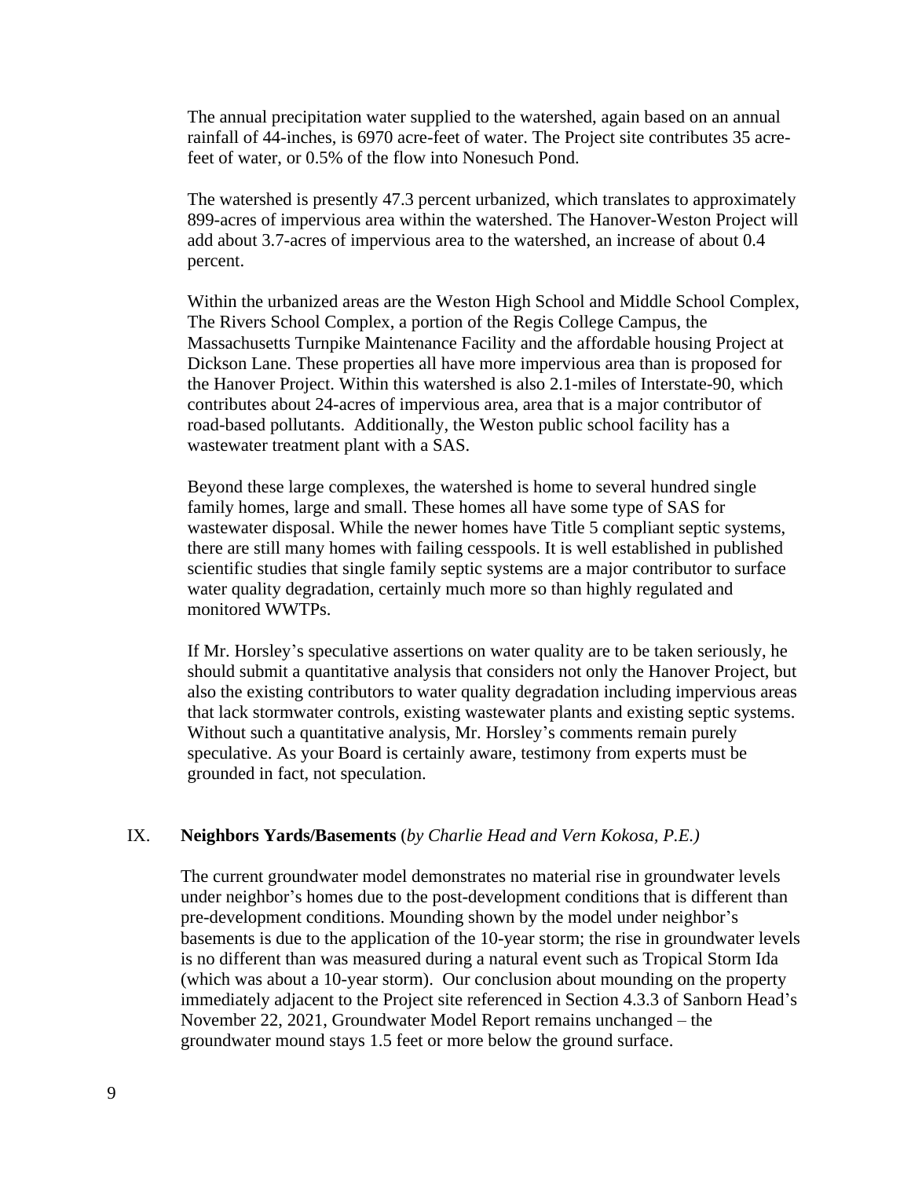The annual precipitation water supplied to the watershed, again based on an annual rainfall of 44-inches, is 6970 acre-feet of water. The Project site contributes 35 acre-feet of water, or 0.5% of the flow into Nonesuch Pond.

The watershed is presently 47.3 percent urbanized, which translates to approximately 899-acres of impervious area within the watershed. The Hanover-Weston Project will add about 3.7-acres of impervious area to the watershed, an increase of about 0.4 percent.

Within the urbanized areas are the Weston High School and Middle School Complex, The Rivers School Complex, a portion of the Regis College Campus, the Massachusetts Turnpike Maintenance Facility and the affordable housing Project at Dickson Lane. These properties all have more impervious area than is proposed for the Hanover Project. Within this watershed is also 2.1-miles of Interstate-90, which contributes about 24-acres of impervious area, area that is a major contributor of road-based pollutants. Additionally, the Weston public school facility has a wastewater treatment plant with a SAS.

Beyond these large complexes, the watershed is home to several hundred single family homes, large and small. These homes all have some type of SAS for wastewater disposal. While the newer homes have Title 5 compliant septic systems, there are still many homes with failing cesspools. It is well established in published scientific studies that single family septic systems are a major contributor to surface water quality degradation, certainly much more so than highly regulated and monitored WWTPs.

If Mr. Horsley's speculative assertions on water quality are to be taken seriously, he should submit a quantitative analysis that considers not only the Hanover Project, but also the existing contributors to water quality degradation including impervious areas that lack stormwater controls, existing wastewater plants and existing septic systems. Without such a quantitative analysis, Mr. Horsley's comments remain purely speculative. As your Board is certainly aware, testimony from experts must be grounded in fact, not speculation.

## IX. **Neighbors Yards/Basements** (*by Charlie Head and Vern Kokosa, P.E.)*

The current groundwater model demonstrates no material rise in groundwater levels under neighbor's homes due to the post-development conditions that is different than pre-development conditions. Mounding shown by the model under neighbor's basements is due to the application of the 10-year storm; the rise in groundwater levels is no different than was measured during a natural event such as Tropical Storm Ida (which was about a 10-year storm). Our conclusion about mounding on the property immediately adjacent to the Project site referenced in Section 4.3.3 of Sanborn Head's November 22, 2021, Groundwater Model Report remains unchanged – the groundwater mound stays 1.5 feet or more below the ground surface.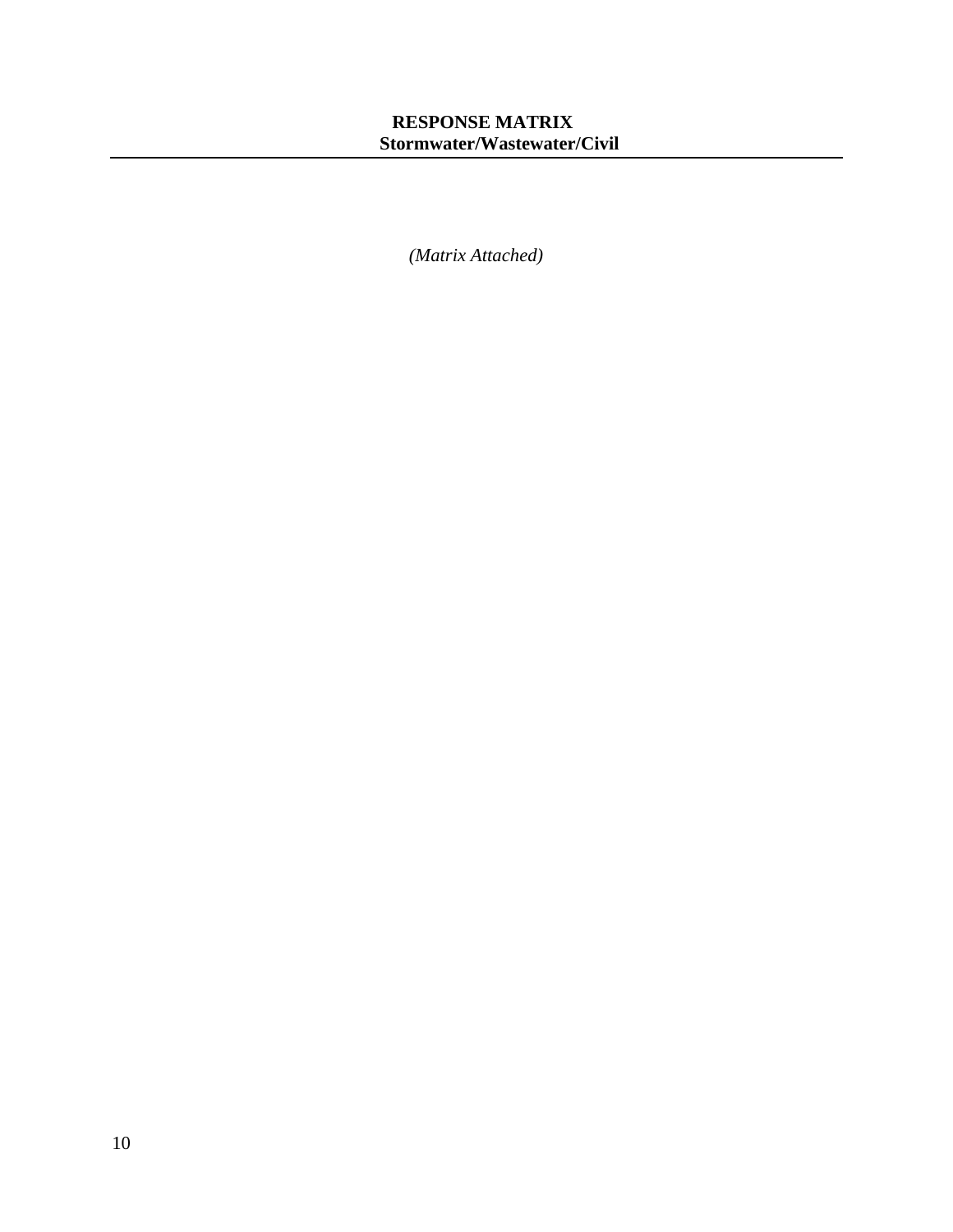# RESPONSE MATRIX
## Stormwater/Wastewater/Civil

*(Matrix Attached)*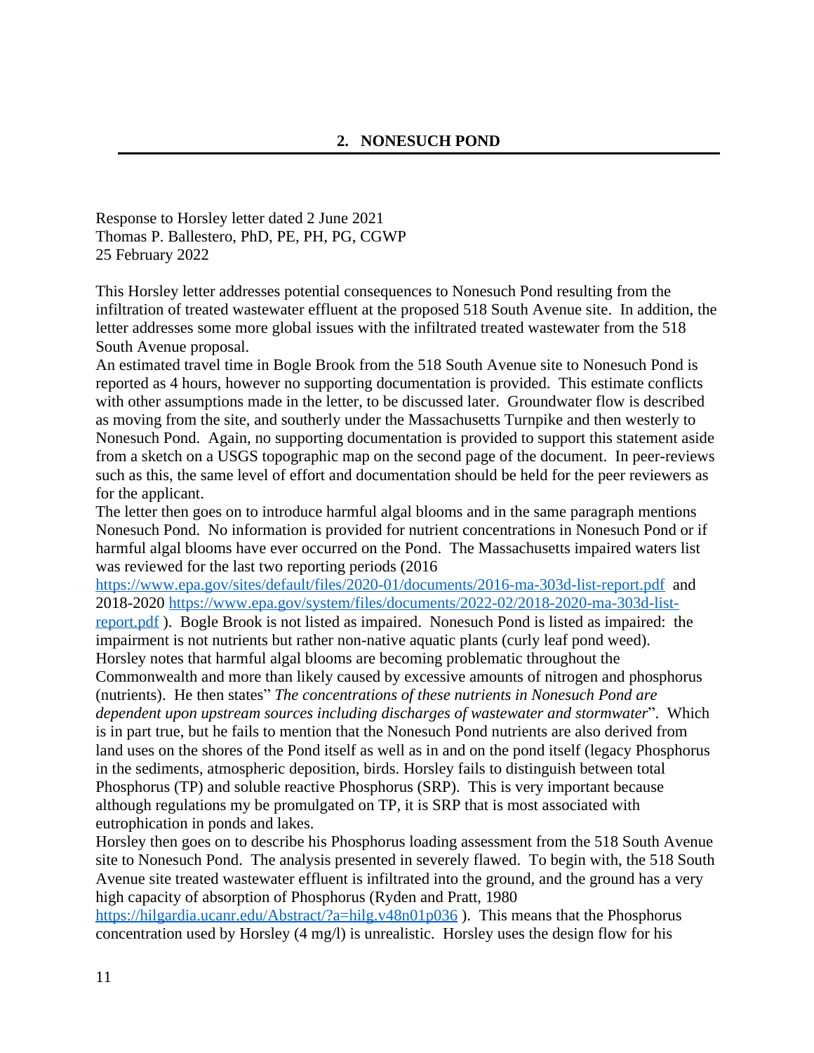## 2. NONESUCH POND

Response to Horsley letter dated 2 June 2021
Thomas P. Ballestero, PhD, PE, PH, PG, CGWP
25 February 2022

This Horsley letter addresses potential consequences to Nonesuch Pond resulting from the infiltration of treated wastewater effluent at the proposed 518 South Avenue site. In addition, the letter addresses some more global issues with the infiltrated treated wastewater from the 518 South Avenue proposal.

An estimated travel time in Bogle Brook from the 518 South Avenue site to Nonesuch Pond is reported as 4 hours, however no supporting documentation is provided. This estimate conflicts with other assumptions made in the letter, to be discussed later. Groundwater flow is described as moving from the site, and southerly under the Massachusetts Turnpike and then westerly to Nonesuch Pond. Again, no supporting documentation is provided to support this statement aside from a sketch on a USGS topographic map on the second page of the document. In peer-reviews such as this, the same level of effort and documentation should be held for the peer reviewers as for the applicant.

The letter then goes on to introduce harmful algal blooms and in the same paragraph mentions Nonesuch Pond. No information is provided for nutrient concentrations in Nonesuch Pond or if harmful algal blooms have ever occurred on the Pond. The Massachusetts impaired waters list was reviewed for the last two reporting periods (2016 https://www.epa.gov/sites/default/files/2020-01/documents/2016-ma-303d-list-report.pdf and 2018-2020 https://www.epa.gov/system/files/documents/2022-02/2018-2020-ma-303d-list-report.pdf ). Bogle Brook is not listed as impaired. Nonesuch Pond is listed as impaired: the impairment is not nutrients but rather non-native aquatic plants (curly leaf pond weed).

Horsley notes that harmful algal blooms are becoming problematic throughout the Commonwealth and more than likely caused by excessive amounts of nitrogen and phosphorus (nutrients). He then states" *The concentrations of these nutrients in Nonesuch Pond are dependent upon upstream sources including discharges of wastewater and stormwater*". Which is in part true, but he fails to mention that the Nonesuch Pond nutrients are also derived from land uses on the shores of the Pond itself as well as in and on the pond itself (legacy Phosphorus in the sediments, atmospheric deposition, birds. Horsley fails to distinguish between total Phosphorus (TP) and soluble reactive Phosphorus (SRP). This is very important because although regulations my be promulgated on TP, it is SRP that is most associated with eutrophication in ponds and lakes.

Horsley then goes on to describe his Phosphorus loading assessment from the 518 South Avenue site to Nonesuch Pond. The analysis presented in severely flawed. To begin with, the 518 South Avenue site treated wastewater effluent is infiltrated into the ground, and the ground has a very high capacity of absorption of Phosphorus (Ryden and Pratt, 1980 https://hilgardia.ucanr.edu/Abstract/?a=hilg.v48n01p036 ). This means that the Phosphorus concentration used by Horsley (4 mg/l) is unrealistic. Horsley uses the design flow for his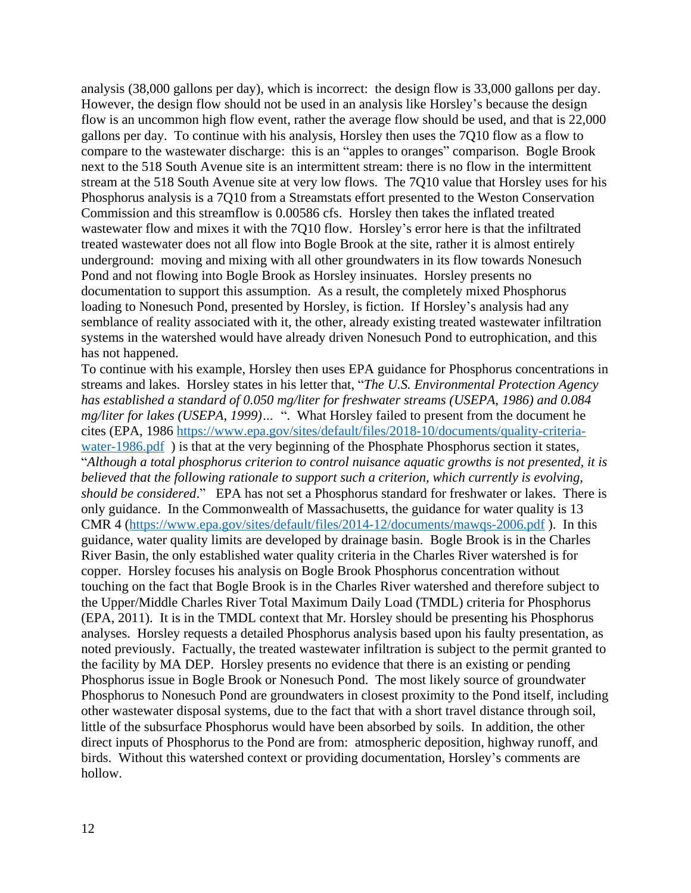analysis (38,000 gallons per day), which is incorrect: the design flow is 33,000 gallons per day. However, the design flow should not be used in an analysis like Horsley's because the design flow is an uncommon high flow event, rather the average flow should be used, and that is 22,000 gallons per day. To continue with his analysis, Horsley then uses the 7Q10 flow as a flow to compare to the wastewater discharge: this is an "apples to oranges" comparison. Bogle Brook next to the 518 South Avenue site is an intermittent stream: there is no flow in the intermittent stream at the 518 South Avenue site at very low flows. The 7Q10 value that Horsley uses for his Phosphorus analysis is a 7Q10 from a Streamstats effort presented to the Weston Conservation Commission and this streamflow is 0.00586 cfs. Horsley then takes the inflated treated wastewater flow and mixes it with the 7Q10 flow. Horsley's error here is that the infiltrated treated wastewater does not all flow into Bogle Brook at the site, rather it is almost entirely underground: moving and mixing with all other groundwaters in its flow towards Nonesuch Pond and not flowing into Bogle Brook as Horsley insinuates. Horsley presents no documentation to support this assumption. As a result, the completely mixed Phosphorus loading to Nonesuch Pond, presented by Horsley, is fiction. If Horsley's analysis had any semblance of reality associated with it, the other, already existing treated wastewater infiltration systems in the watershed would have already driven Nonesuch Pond to eutrophication, and this has not happened.

To continue with his example, Horsley then uses EPA guidance for Phosphorus concentrations in streams and lakes. Horsley states in his letter that, "*The U.S. Environmental Protection Agency has established a standard of 0.050 mg/liter for freshwater streams (USEPA, 1986) and 0.084 mg/liter for lakes (USEPA, 1999)…* ". What Horsley failed to present from the document he cites (EPA, 1986 [https://www.epa.gov/sites/default/files/2018-10/documents/quality-criteria-water-1986.pdf](https://www.epa.gov/sites/default/files/2018-10/documents/quality-criteria-water-1986.pdf) ) is that at the very beginning of the Phosphate Phosphorus section it states, "*Although a total phosphorus criterion to control nuisance aquatic growths is not presented, it is believed that the following rationale to support such a criterion, which currently is evolving, should be considered*." EPA has not set a Phosphorus standard for freshwater or lakes. There is only guidance. In the Commonwealth of Massachusetts, the guidance for water quality is 13 CMR 4 ([https://www.epa.gov/sites/default/files/2014-12/documents/mawqs-2006.pdf](https://www.epa.gov/sites/default/files/2014-12/documents/mawqs-2006.pdf) ). In this guidance, water quality limits are developed by drainage basin. Bogle Brook is in the Charles River Basin, the only established water quality criteria in the Charles River watershed is for copper. Horsley focuses his analysis on Bogle Brook Phosphorus concentration without touching on the fact that Bogle Brook is in the Charles River watershed and therefore subject to the Upper/Middle Charles River Total Maximum Daily Load (TMDL) criteria for Phosphorus (EPA, 2011). It is in the TMDL context that Mr. Horsley should be presenting his Phosphorus analyses. Horsley requests a detailed Phosphorus analysis based upon his faulty presentation, as noted previously. Factually, the treated wastewater infiltration is subject to the permit granted to the facility by MA DEP. Horsley presents no evidence that there is an existing or pending Phosphorus issue in Bogle Brook or Nonesuch Pond. The most likely source of groundwater Phosphorus to Nonesuch Pond are groundwaters in closest proximity to the Pond itself, including other wastewater disposal systems, due to the fact that with a short travel distance through soil, little of the subsurface Phosphorus would have been absorbed by soils. In addition, the other direct inputs of Phosphorus to the Pond are from: atmospheric deposition, highway runoff, and birds. Without this watershed context or providing documentation, Horsley's comments are hollow.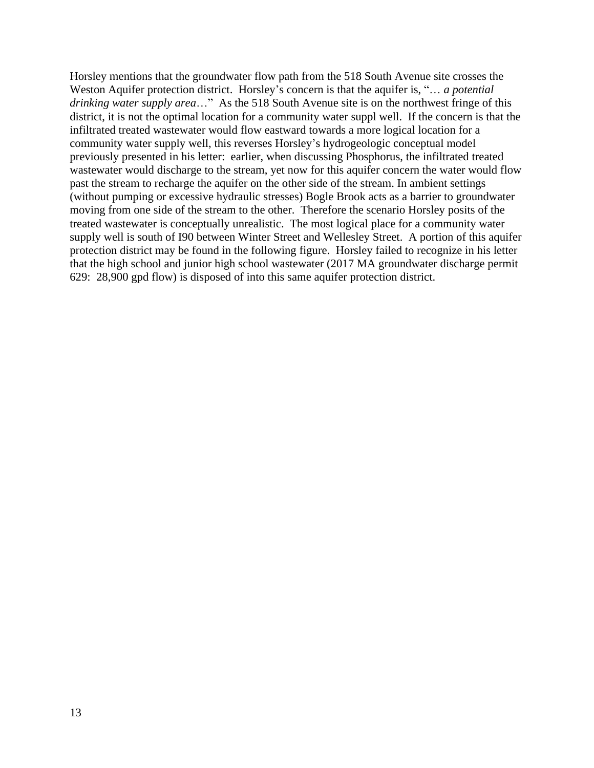Horsley mentions that the groundwater flow path from the 518 South Avenue site crosses the Weston Aquifer protection district. Horsley's concern is that the aquifer is, "… *a potential drinking water supply area*…" As the 518 South Avenue site is on the northwest fringe of this district, it is not the optimal location for a community water suppl well. If the concern is that the infiltrated treated wastewater would flow eastward towards a more logical location for a community water supply well, this reverses Horsley's hydrogeologic conceptual model previously presented in his letter: earlier, when discussing Phosphorus, the infiltrated treated wastewater would discharge to the stream, yet now for this aquifer concern the water would flow past the stream to recharge the aquifer on the other side of the stream. In ambient settings (without pumping or excessive hydraulic stresses) Bogle Brook acts as a barrier to groundwater moving from one side of the stream to the other. Therefore the scenario Horsley posits of the treated wastewater is conceptually unrealistic. The most logical place for a community water supply well is south of I90 between Winter Street and Wellesley Street. A portion of this aquifer protection district may be found in the following figure. Horsley failed to recognize in his letter that the high school and junior high school wastewater (2017 MA groundwater discharge permit 629: 28,900 gpd flow) is disposed of into this same aquifer protection district.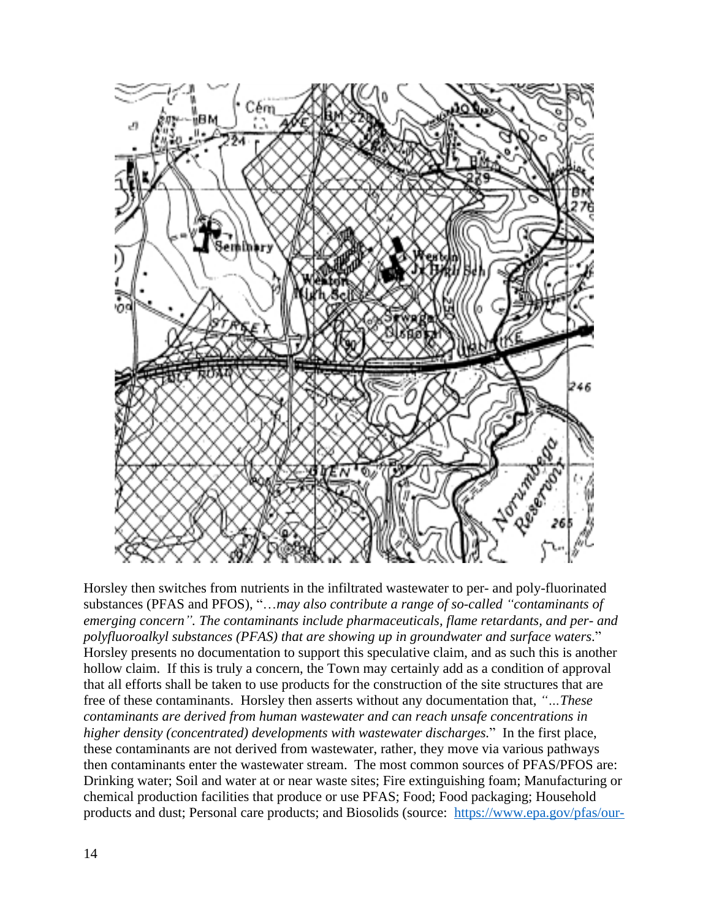Horsley then switches from nutrients in the infiltrated wastewater to per- and poly-fluorinated substances (PFAS and PFOS), "…*may also contribute a range of so-called "contaminants of emerging concern". The contaminants include pharmaceuticals, flame retardants, and per- and polyfluoroalkyl substances (PFAS) that are showing up in groundwater and surface waters*." Horsley presents no documentation to support this speculative claim, and as such this is another hollow claim. If this is truly a concern, the Town may certainly add as a condition of approval that all efforts shall be taken to use products for the construction of the site structures that are free of these contaminants. Horsley then asserts without any documentation that, *"…These contaminants are derived from human wastewater and can reach unsafe concentrations in higher density (concentrated) developments with wastewater discharges.*" In the first place, these contaminants are not derived from wastewater, rather, they move via various pathways then contaminants enter the wastewater stream. The most common sources of PFAS/PFOS are: Drinking water; Soil and water at or near waste sites; Fire extinguishing foam; Manufacturing or chemical production facilities that produce or use PFAS; Food; Food packaging; Household products and dust; Personal care products; and Biosolids (source: https://www.epa.gov/pfas/our-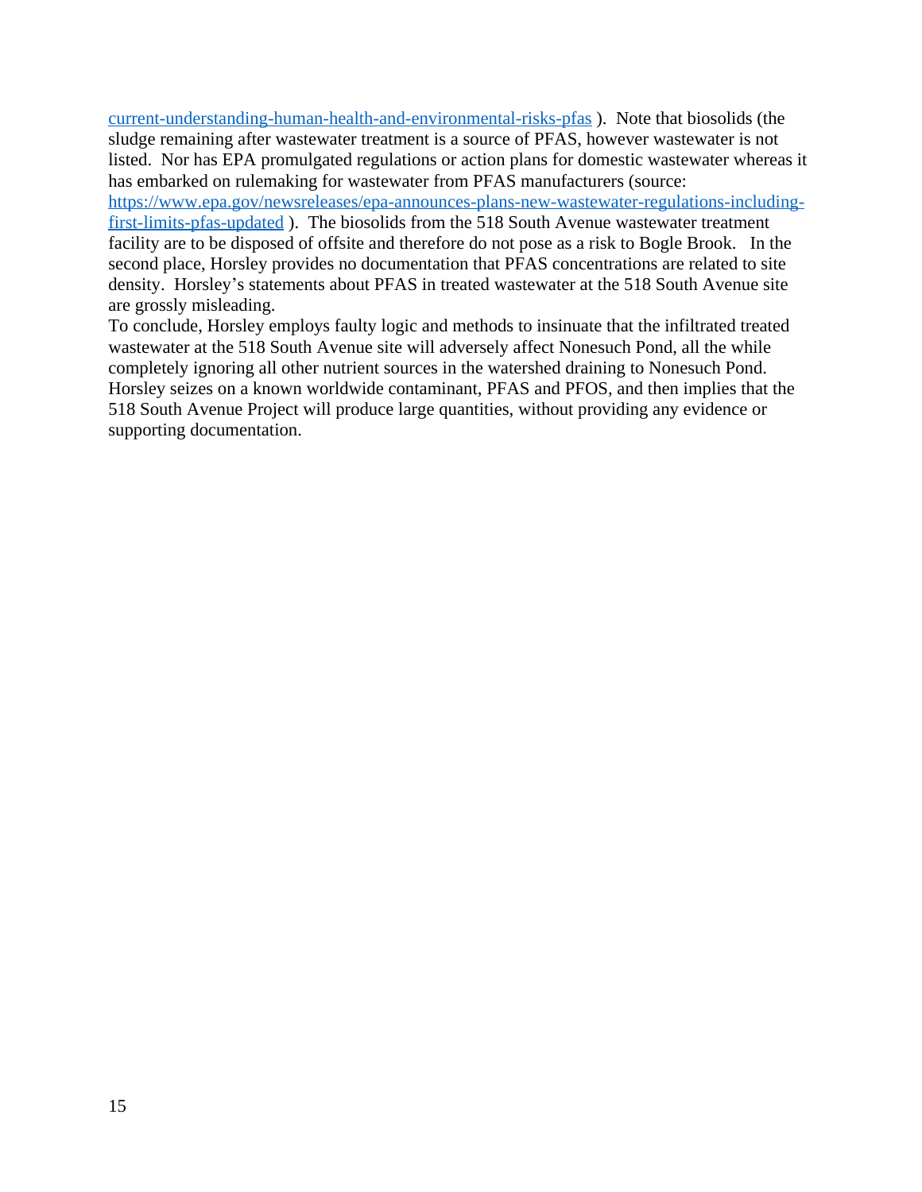current-understanding-human-health-and-environmental-risks-pfas ). Note that biosolids (the sludge remaining after wastewater treatment is a source of PFAS, however wastewater is not listed. Nor has EPA promulgated regulations or action plans for domestic wastewater whereas it has embarked on rulemaking for wastewater from PFAS manufacturers (source: https://www.epa.gov/newsreleases/epa-announces-plans-new-wastewater-regulations-including-first-limits-pfas-updated ). The biosolids from the 518 South Avenue wastewater treatment facility are to be disposed of offsite and therefore do not pose as a risk to Bogle Brook. In the second place, Horsley provides no documentation that PFAS concentrations are related to site density. Horsley's statements about PFAS in treated wastewater at the 518 South Avenue site are grossly misleading.

To conclude, Horsley employs faulty logic and methods to insinuate that the infiltrated treated wastewater at the 518 South Avenue site will adversely affect Nonesuch Pond, all the while completely ignoring all other nutrient sources in the watershed draining to Nonesuch Pond. Horsley seizes on a known worldwide contaminant, PFAS and PFOS, and then implies that the 518 South Avenue Project will produce large quantities, without providing any evidence or supporting documentation.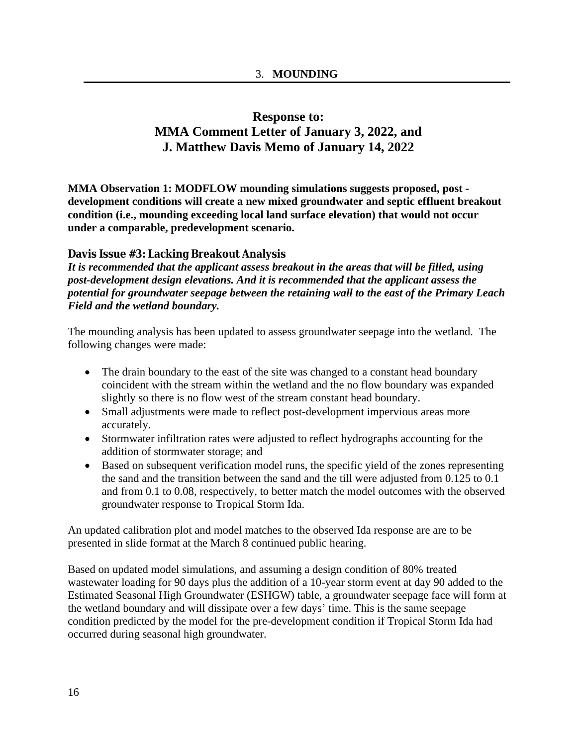# 3. **MOUNDING**

## Response to:
## MMA Comment Letter of January 3, 2022, and
## J. Matthew Davis Memo of January 14, 2022

**MMA Observation 1: MODFLOW mounding simulations suggests proposed, post - development conditions will create a new mixed groundwater and septic effluent breakout condition (i.e., mounding exceeding local land surface elevation) that would not occur under a comparable, predevelopment scenario.**

### Davis Issue #3: Lacking Breakout Analysis

***It is recommended that the applicant assess breakout in the areas that will be filled, using post-development design elevations. And it is recommended that the applicant assess the potential for groundwater seepage between the retaining wall to the east of the Primary Leach Field and the wetland boundary.***

The mounding analysis has been updated to assess groundwater seepage into the wetland. The following changes were made:

- The drain boundary to the east of the site was changed to a constant head boundary coincident with the stream within the wetland and the no flow boundary was expanded slightly so there is no flow west of the stream constant head boundary.
- Small adjustments were made to reflect post-development impervious areas more accurately.
- Stormwater infiltration rates were adjusted to reflect hydrographs accounting for the addition of stormwater storage; and
- Based on subsequent verification model runs, the specific yield of the zones representing the sand and the transition between the sand and the till were adjusted from 0.125 to 0.1 and from 0.1 to 0.08, respectively, to better match the model outcomes with the observed groundwater response to Tropical Storm Ida.

An updated calibration plot and model matches to the observed Ida response are are to be presented in slide format at the March 8 continued public hearing.

Based on updated model simulations, and assuming a design condition of 80% treated wastewater loading for 90 days plus the addition of a 10-year storm event at day 90 added to the Estimated Seasonal High Groundwater (ESHGW) table, a groundwater seepage face will form at the wetland boundary and will dissipate over a few days' time. This is the same seepage condition predicted by the model for the pre-development condition if Tropical Storm Ida had occurred during seasonal high groundwater.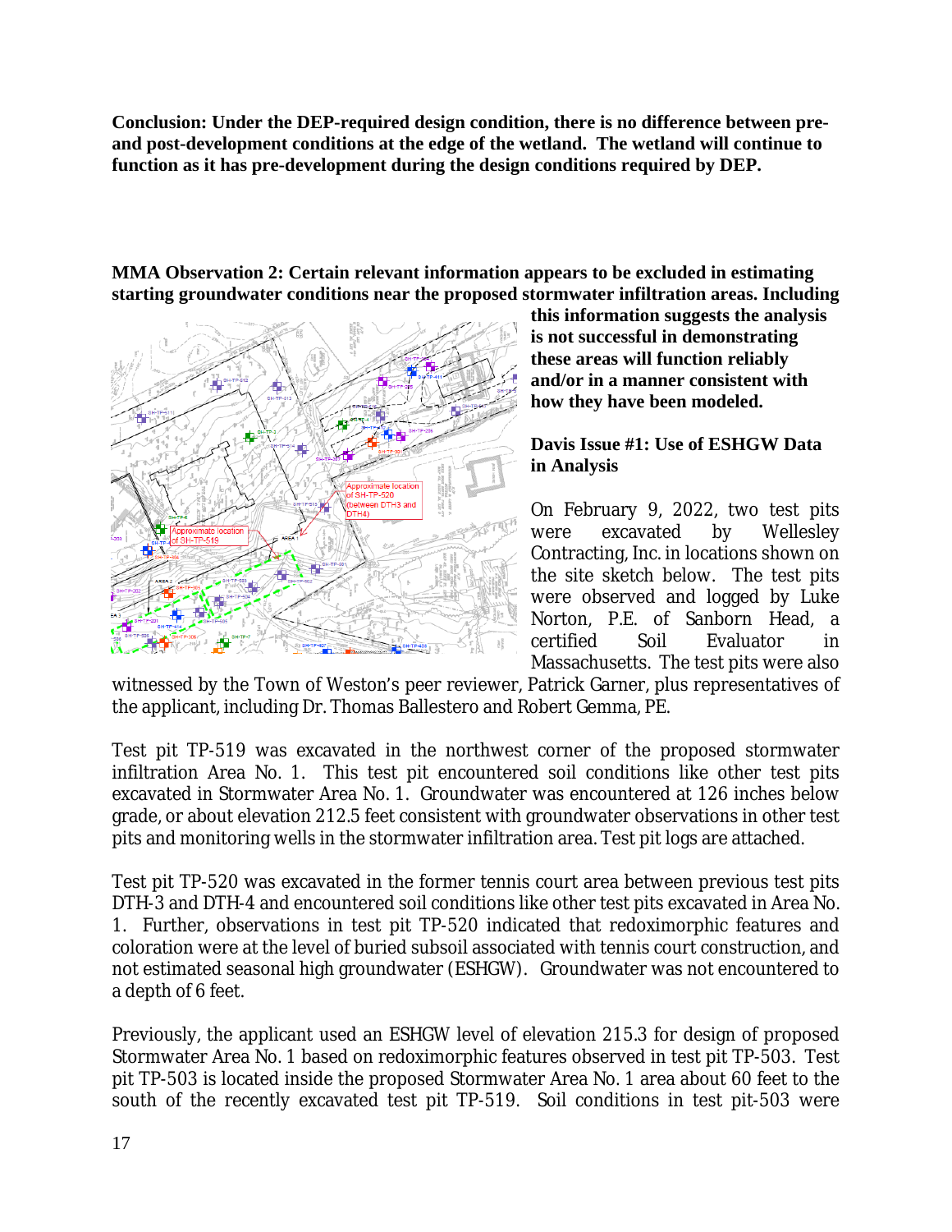**Conclusion: Under the DEP-required design condition, there is no difference between pre- and post-development conditions at the edge of the wetland. The wetland will continue to function as it has pre-development during the design conditions required by DEP.**

**MMA Observation 2: Certain relevant information appears to be excluded in estimating starting groundwater conditions near the proposed stormwater infiltration areas. Including this information suggests the analysis is not successful in demonstrating these areas will function reliably and/or in a manner consistent with how they have been modeled.**

**Davis Issue #1: Use of ESHGW Data in Analysis**

On February 9, 2022, two test pits were excavated by Wellesley Contracting, Inc. in locations shown on the site sketch below. The test pits were observed and logged by Luke Norton, P.E. of Sanborn Head, a certified Soil Evaluator in Massachusetts. The test pits were also witnessed by the Town of Weston's peer reviewer, Patrick Garner, plus representatives of the applicant, including Dr. Thomas Ballestero and Robert Gemma, PE.

Test pit TP-519 was excavated in the northwest corner of the proposed stormwater infiltration Area No. 1. This test pit encountered soil conditions like other test pits excavated in Stormwater Area No. 1. Groundwater was encountered at 126 inches below grade, or about elevation 212.5 feet consistent with groundwater observations in other test pits and monitoring wells in the stormwater infiltration area. Test pit logs are attached.

Test pit TP-520 was excavated in the former tennis court area between previous test pits DTH-3 and DTH-4 and encountered soil conditions like other test pits excavated in Area No. 1. Further, observations in test pit TP-520 indicated that redoximorphic features and coloration were at the level of buried subsoil associated with tennis court construction, and not estimated seasonal high groundwater (ESHGW). Groundwater was not encountered to a depth of 6 feet.

Previously, the applicant used an ESHGW level of elevation 215.3 for design of proposed Stormwater Area No. 1 based on redoximorphic features observed in test pit TP-503. Test pit TP-503 is located inside the proposed Stormwater Area No. 1 area about 60 feet to the south of the recently excavated test pit TP-519. Soil conditions in test pit-503 were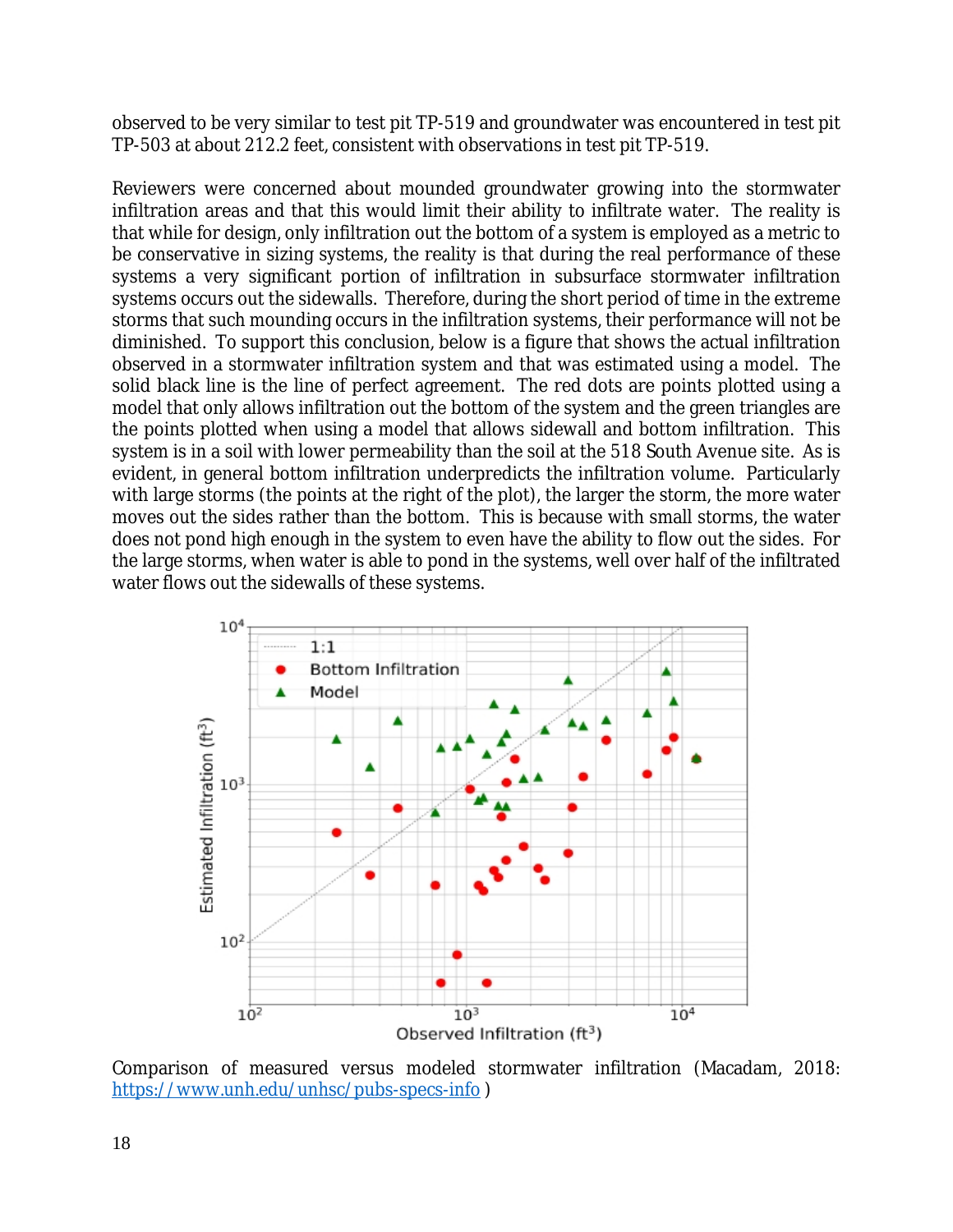observed to be very similar to test pit TP-519 and groundwater was encountered in test pit TP-503 at about 212.2 feet, consistent with observations in test pit TP-519.

Reviewers were concerned about mounded groundwater growing into the stormwater infiltration areas and that this would limit their ability to infiltrate water. The reality is that while for design, only infiltration out the bottom of a system is employed as a metric to be conservative in sizing systems, the reality is that during the real performance of these systems a very significant portion of infiltration in subsurface stormwater infiltration systems occurs out the sidewalls. Therefore, during the short period of time in the extreme storms that such mounding occurs in the infiltration systems, their performance will not be diminished. To support this conclusion, below is a figure that shows the actual infiltration observed in a stormwater infiltration system and that was estimated using a model. The solid black line is the line of perfect agreement. The red dots are points plotted using a model that only allows infiltration out the bottom of the system and the green triangles are the points plotted when using a model that allows sidewall and bottom infiltration. This system is in a soil with lower permeability than the soil at the 518 South Avenue site. As is evident, in general bottom infiltration underpredicts the infiltration volume. Particularly with large storms (the points at the right of the plot), the larger the storm, the more water moves out the sides rather than the bottom. This is because with small storms, the water does not pond high enough in the system to even have the ability to flow out the sides. For the large storms, when water is able to pond in the systems, well over half of the infiltrated water flows out the sidewalls of these systems.

Comparison of measured versus modeled stormwater infiltration (Macadam, 2018: [https://www.unh.edu/unhsc/pubs-specs-info](https://www.unh.edu/unhsc/pubs-specs-info) )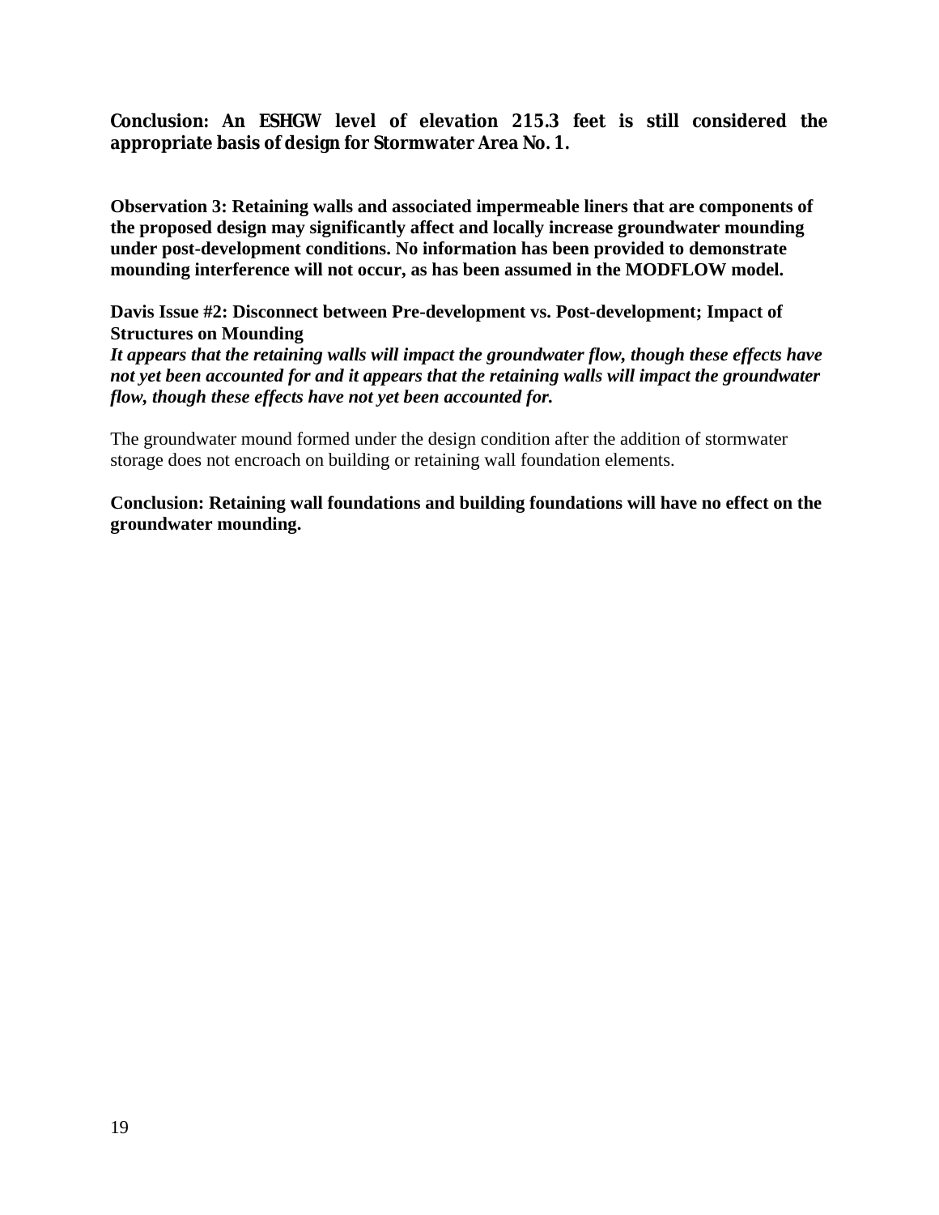**Conclusion: An ESHGW level of elevation 215.3 feet is still considered the appropriate basis of design for Stormwater Area No. 1.**

**Observation 3: Retaining walls and associated impermeable liners that are components of the proposed design may significantly affect and locally increase groundwater mounding under post-development conditions. No information has been provided to demonstrate mounding interference will not occur, as has been assumed in the MODFLOW model.**

**Davis Issue #2: Disconnect between Pre-development vs. Post-development; Impact of Structures on Mounding**
***It appears that the retaining walls will impact the groundwater flow, though these effects have not yet been accounted for and it appears that the retaining walls will impact the groundwater flow, though these effects have not yet been accounted for.***

The groundwater mound formed under the design condition after the addition of stormwater storage does not encroach on building or retaining wall foundation elements.

**Conclusion: Retaining wall foundations and building foundations will have no effect on the groundwater mounding.**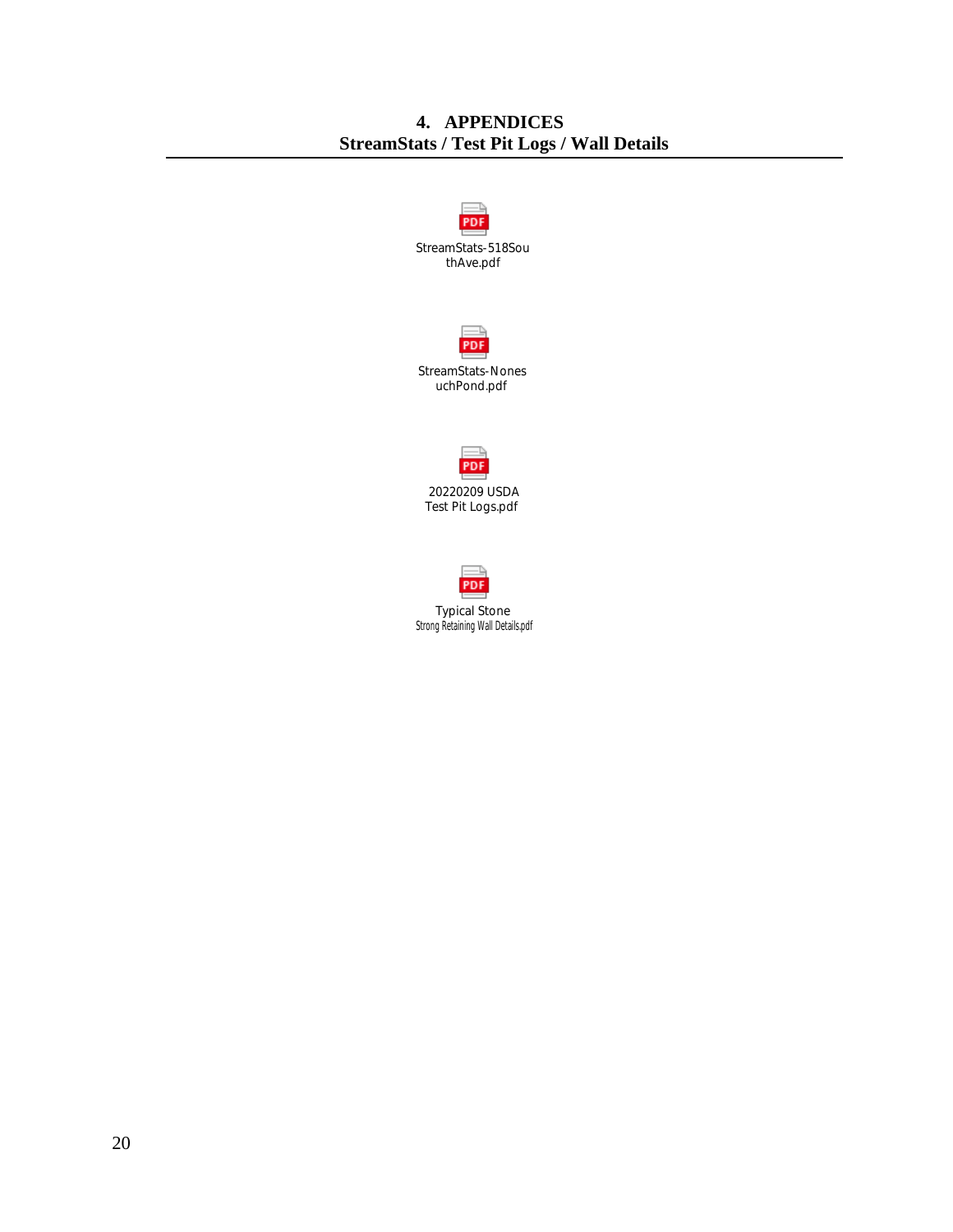# 4. APPENDICES
## StreamStats / Test Pit Logs / Wall Details

StreamStats-518SouthAve.pdf

StreamStats-NonesuchPond.pdf

20220209 USDA Test Pit Logs.pdf

Typical Stone Strong Retaining Wall Details.pdf